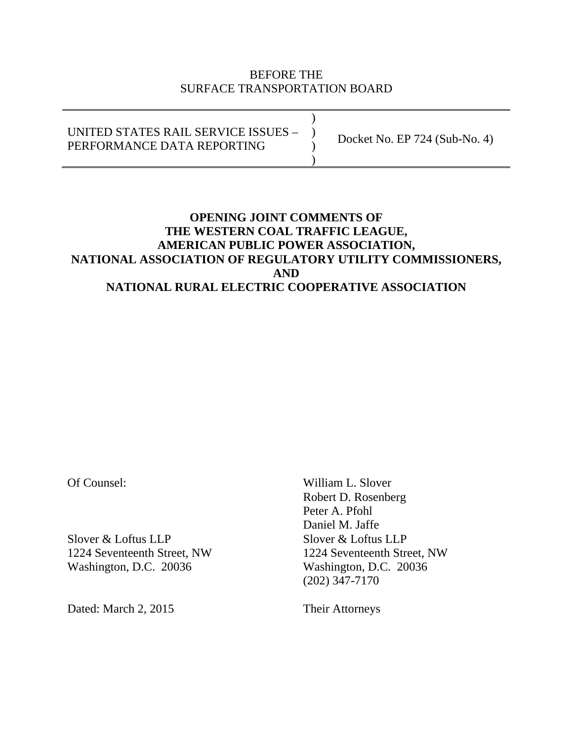BEFORE THE
SURFACE TRANSPORTATION BOARD

| | | |
|---|---|---|
| UNITED STATES RAIL SERVICE ISSUES – PERFORMANCE DATA REPORTING | ) ) ) ) | Docket No. EP 724 (Sub-No. 4) |

**OPENING JOINT COMMENTS OF THE WESTERN COAL TRAFFIC LEAGUE, AMERICAN PUBLIC POWER ASSOCIATION, NATIONAL ASSOCIATION OF REGULATORY UTILITY COMMISSIONERS, AND NATIONAL RURAL ELECTRIC COOPERATIVE ASSOCIATION**

Of Counsel:

Slover & Loftus LLP
1224 Seventeenth Street, NW
Washington, D.C. 20036

Dated: March 2, 2015

William L. Slover
Robert D. Rosenberg
Peter A. Pfohl
Daniel M. Jaffe
Slover & Loftus LLP
1224 Seventeenth Street, NW
Washington, D.C. 20036
(202) 347-7170

Their Attorneys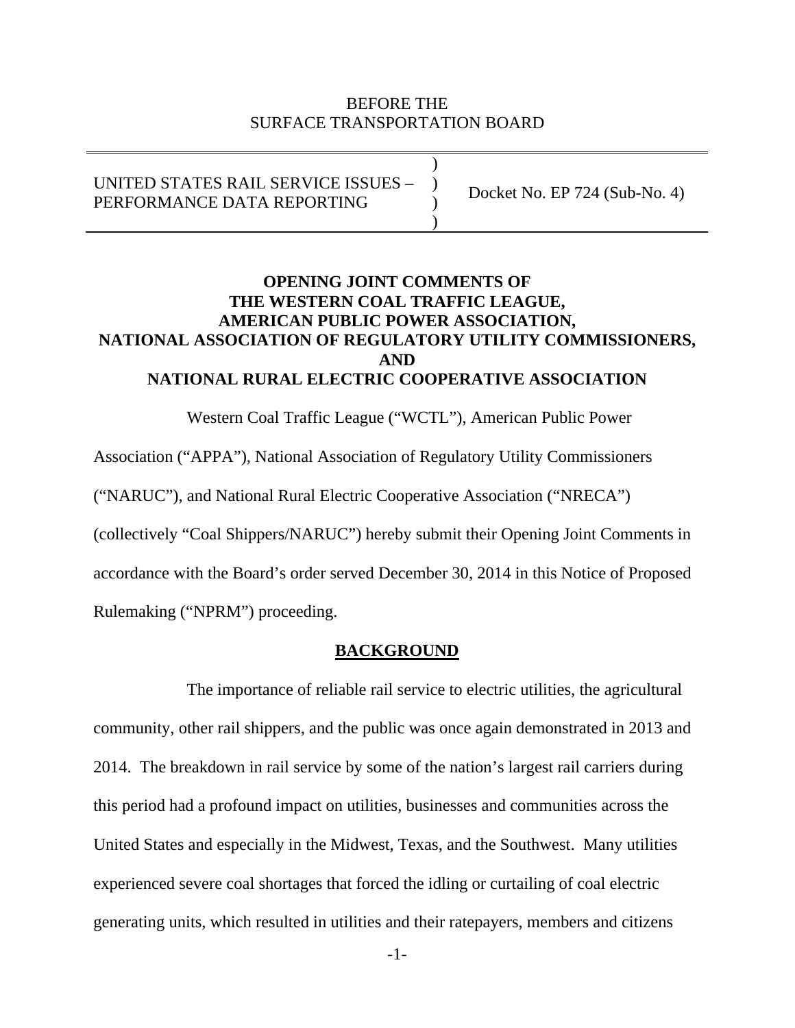BEFORE THE
SURFACE TRANSPORTATION BOARD

| | | |
|---|---|---|
| UNITED STATES RAIL SERVICE ISSUES – PERFORMANCE DATA REPORTING | ) ) ) ) | Docket No. EP 724 (Sub-No. 4) |

**OPENING JOINT COMMENTS OF THE WESTERN COAL TRAFFIC LEAGUE, AMERICAN PUBLIC POWER ASSOCIATION, NATIONAL ASSOCIATION OF REGULATORY UTILITY COMMISSIONERS, AND NATIONAL RURAL ELECTRIC COOPERATIVE ASSOCIATION**

Western Coal Traffic League ("WCTL"), American Public Power Association ("APPA"), National Association of Regulatory Utility Commissioners ("NARUC"), and National Rural Electric Cooperative Association ("NRECA") (collectively "Coal Shippers/NARUC") hereby submit their Opening Joint Comments in accordance with the Board's order served December 30, 2014 in this Notice of Proposed Rulemaking ("NPRM") proceeding.

## BACKGROUND

The importance of reliable rail service to electric utilities, the agricultural community, other rail shippers, and the public was once again demonstrated in 2013 and 2014. The breakdown in rail service by some of the nation's largest rail carriers during this period had a profound impact on utilities, businesses and communities across the United States and especially in the Midwest, Texas, and the Southwest. Many utilities experienced severe coal shortages that forced the idling or curtailing of coal electric generating units, which resulted in utilities and their ratepayers, members and citizens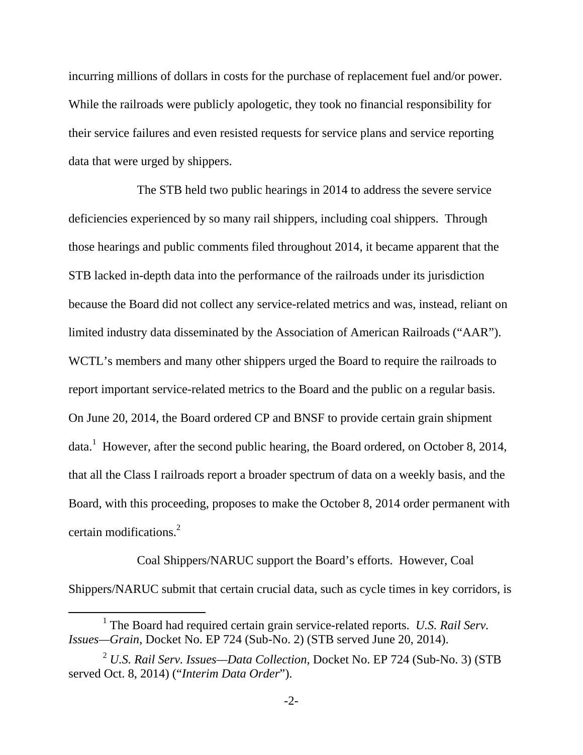incurring millions of dollars in costs for the purchase of replacement fuel and/or power. While the railroads were publicly apologetic, they took no financial responsibility for their service failures and even resisted requests for service plans and service reporting data that were urged by shippers.

The STB held two public hearings in 2014 to address the severe service deficiencies experienced by so many rail shippers, including coal shippers. Through those hearings and public comments filed throughout 2014, it became apparent that the STB lacked in-depth data into the performance of the railroads under its jurisdiction because the Board did not collect any service-related metrics and was, instead, reliant on limited industry data disseminated by the Association of American Railroads ("AAR"). WCTL's members and many other shippers urged the Board to require the railroads to report important service-related metrics to the Board and the public on a regular basis. On June 20, 2014, the Board ordered CP and BNSF to provide certain grain shipment data.[1] However, after the second public hearing, the Board ordered, on October 8, 2014, that all the Class I railroads report a broader spectrum of data on a weekly basis, and the Board, with this proceeding, proposes to make the October 8, 2014 order permanent with certain modifications.[2]

Coal Shippers/NARUC support the Board's efforts. However, Coal Shippers/NARUC submit that certain crucial data, such as cycle times in key corridors, is

---

[1] The Board had required certain grain service-related reports. *U.S. Rail Serv. Issues—Grain*, Docket No. EP 724 (Sub-No. 2) (STB served June 20, 2014).

[2] *U.S. Rail Serv. Issues—Data Collection*, Docket No. EP 724 (Sub-No. 3) (STB served Oct. 8, 2014) ("*Interim Data Order*").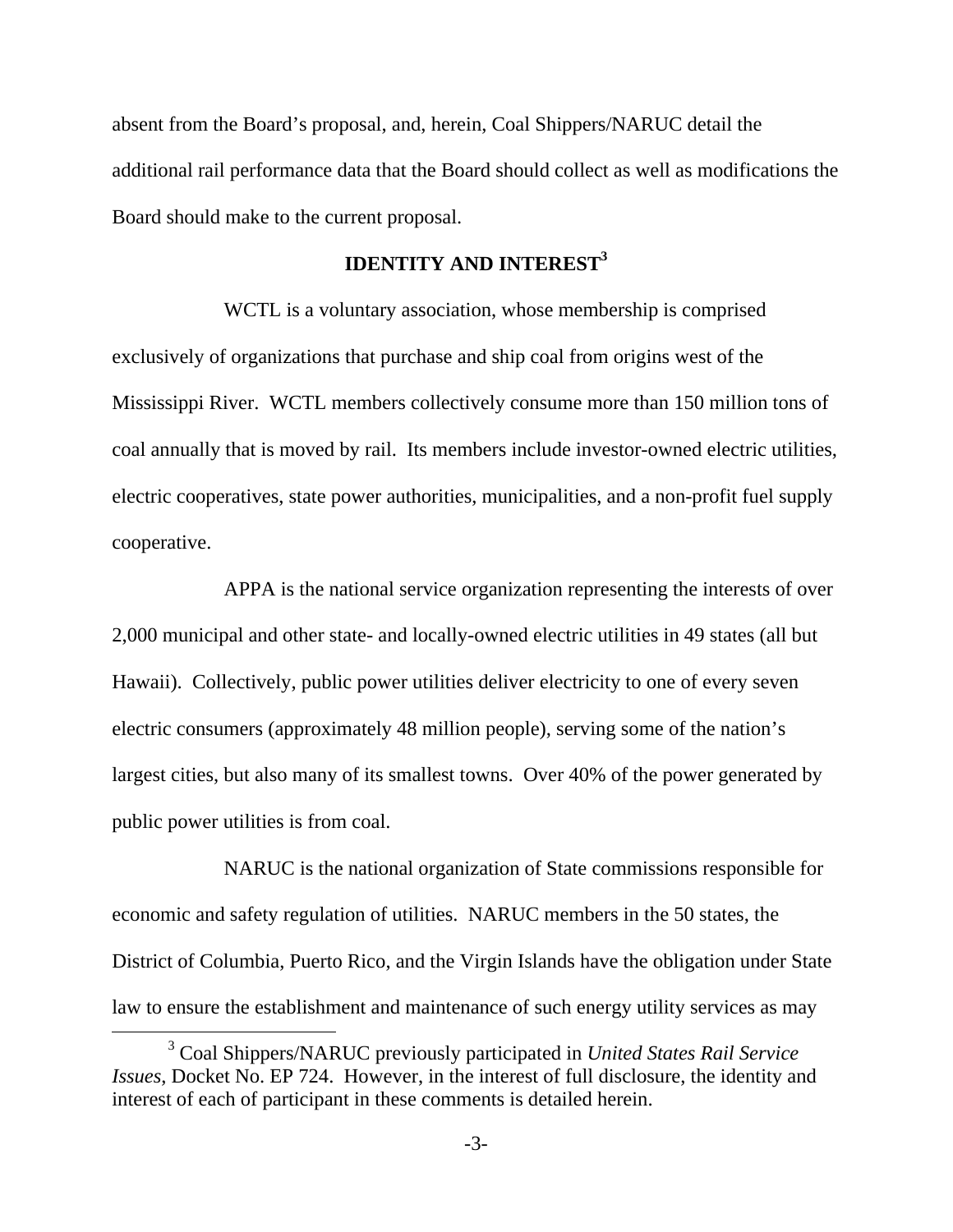absent from the Board's proposal, and, herein, Coal Shippers/NARUC detail the additional rail performance data that the Board should collect as well as modifications the Board should make to the current proposal.

## IDENTITY AND INTEREST[3]

WCTL is a voluntary association, whose membership is comprised exclusively of organizations that purchase and ship coal from origins west of the Mississippi River. WCTL members collectively consume more than 150 million tons of coal annually that is moved by rail. Its members include investor-owned electric utilities, electric cooperatives, state power authorities, municipalities, and a non-profit fuel supply cooperative.

APPA is the national service organization representing the interests of over 2,000 municipal and other state- and locally-owned electric utilities in 49 states (all but Hawaii). Collectively, public power utilities deliver electricity to one of every seven electric consumers (approximately 48 million people), serving some of the nation's largest cities, but also many of its smallest towns. Over 40% of the power generated by public power utilities is from coal.

NARUC is the national organization of State commissions responsible for economic and safety regulation of utilities. NARUC members in the 50 states, the District of Columbia, Puerto Rico, and the Virgin Islands have the obligation under State law to ensure the establishment and maintenance of such energy utility services as may

[3] Coal Shippers/NARUC previously participated in *United States Rail Service Issues*, Docket No. EP 724. However, in the interest of full disclosure, the identity and interest of each of participant in these comments is detailed herein.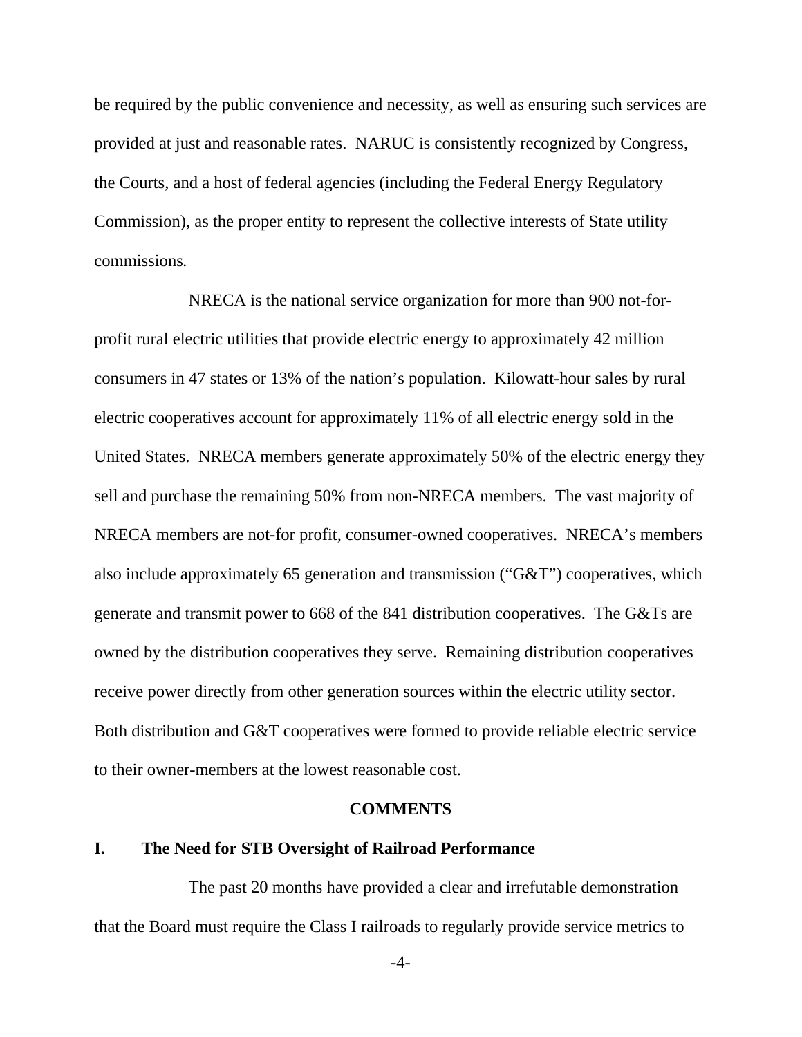be required by the public convenience and necessity, as well as ensuring such services are provided at just and reasonable rates. NARUC is consistently recognized by Congress, the Courts, and a host of federal agencies (including the Federal Energy Regulatory Commission), as the proper entity to represent the collective interests of State utility commissions.

NRECA is the national service organization for more than 900 not-for-profit rural electric utilities that provide electric energy to approximately 42 million consumers in 47 states or 13% of the nation's population. Kilowatt-hour sales by rural electric cooperatives account for approximately 11% of all electric energy sold in the United States. NRECA members generate approximately 50% of the electric energy they sell and purchase the remaining 50% from non-NRECA members. The vast majority of NRECA members are not-for profit, consumer-owned cooperatives. NRECA's members also include approximately 65 generation and transmission ("G&T") cooperatives, which generate and transmit power to 668 of the 841 distribution cooperatives. The G&Ts are owned by the distribution cooperatives they serve. Remaining distribution cooperatives receive power directly from other generation sources within the electric utility sector. Both distribution and G&T cooperatives were formed to provide reliable electric service to their owner-members at the lowest reasonable cost.

## COMMENTS

### I. The Need for STB Oversight of Railroad Performance

The past 20 months have provided a clear and irrefutable demonstration that the Board must require the Class I railroads to regularly provide service metrics to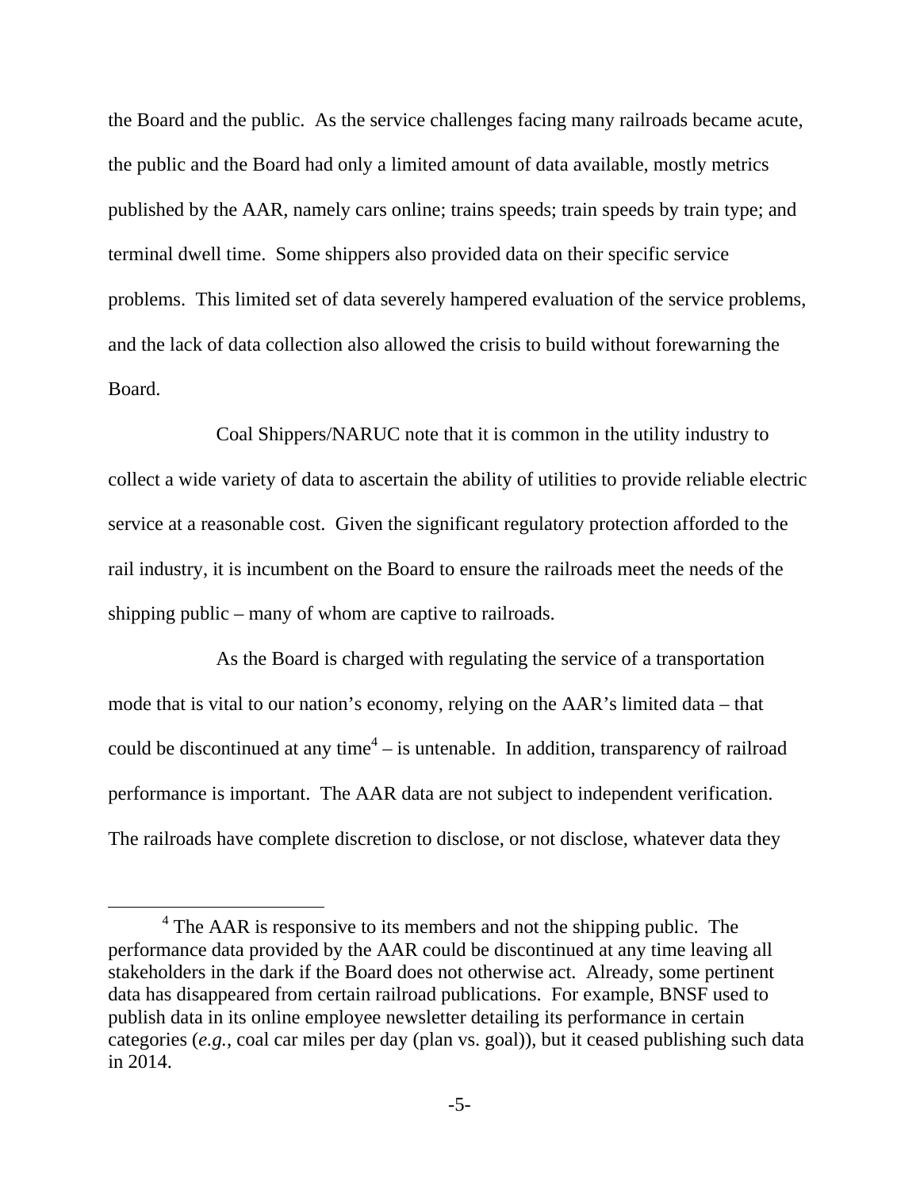the Board and the public. As the service challenges facing many railroads became acute, the public and the Board had only a limited amount of data available, mostly metrics published by the AAR, namely cars online; trains speeds; train speeds by train type; and terminal dwell time. Some shippers also provided data on their specific service problems. This limited set of data severely hampered evaluation of the service problems, and the lack of data collection also allowed the crisis to build without forewarning the Board.

Coal Shippers/NARUC note that it is common in the utility industry to collect a wide variety of data to ascertain the ability of utilities to provide reliable electric service at a reasonable cost. Given the significant regulatory protection afforded to the rail industry, it is incumbent on the Board to ensure the railroads meet the needs of the shipping public – many of whom are captive to railroads.

As the Board is charged with regulating the service of a transportation mode that is vital to our nation's economy, relying on the AAR's limited data – that could be discontinued at any time[4] – is untenable. In addition, transparency of railroad performance is important. The AAR data are not subject to independent verification. The railroads have complete discretion to disclose, or not disclose, whatever data they

[4] The AAR is responsive to its members and not the shipping public. The performance data provided by the AAR could be discontinued at any time leaving all stakeholders in the dark if the Board does not otherwise act. Already, some pertinent data has disappeared from certain railroad publications. For example, BNSF used to publish data in its online employee newsletter detailing its performance in certain categories (*e.g.*, coal car miles per day (plan vs. goal)), but it ceased publishing such data in 2014.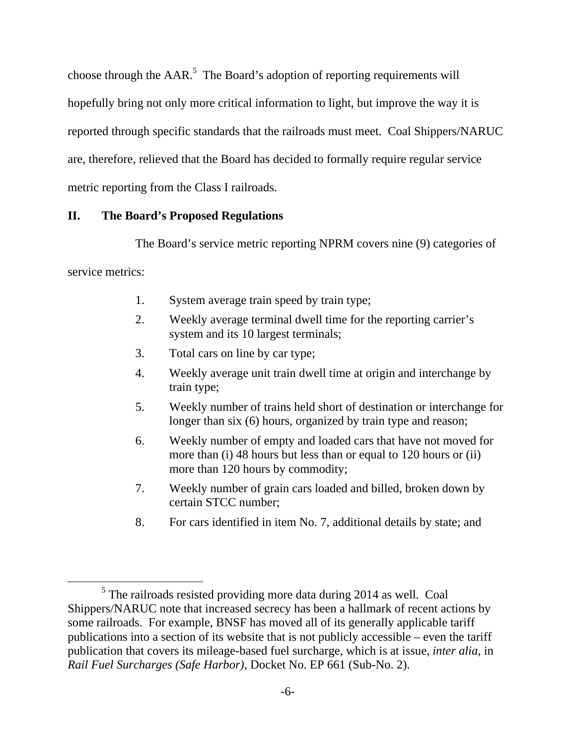choose through the AAR.[5] The Board's adoption of reporting requirements will hopefully bring not only more critical information to light, but improve the way it is reported through specific standards that the railroads must meet. Coal Shippers/NARUC are, therefore, relieved that the Board has decided to formally require regular service metric reporting from the Class I railroads.

## II. The Board's Proposed Regulations

The Board's service metric reporting NPRM covers nine (9) categories of service metrics:

1. System average train speed by train type;
2. Weekly average terminal dwell time for the reporting carrier's system and its 10 largest terminals;
3. Total cars on line by car type;
4. Weekly average unit train dwell time at origin and interchange by train type;
5. Weekly number of trains held short of destination or interchange for longer than six (6) hours, organized by train type and reason;
6. Weekly number of empty and loaded cars that have not moved for more than (i) 48 hours but less than or equal to 120 hours or (ii) more than 120 hours by commodity;
7. Weekly number of grain cars loaded and billed, broken down by certain STCC number;
8. For cars identified in item No. 7, additional details by state; and

---

[5] The railroads resisted providing more data during 2014 as well. Coal Shippers/NARUC note that increased secrecy has been a hallmark of recent actions by some railroads. For example, BNSF has moved all of its generally applicable tariff publications into a section of its website that is not publicly accessible – even the tariff publication that covers its mileage-based fuel surcharge, which is at issue, *inter alia*, in *Rail Fuel Surcharges (Safe Harbor)*, Docket No. EP 661 (Sub-No. 2).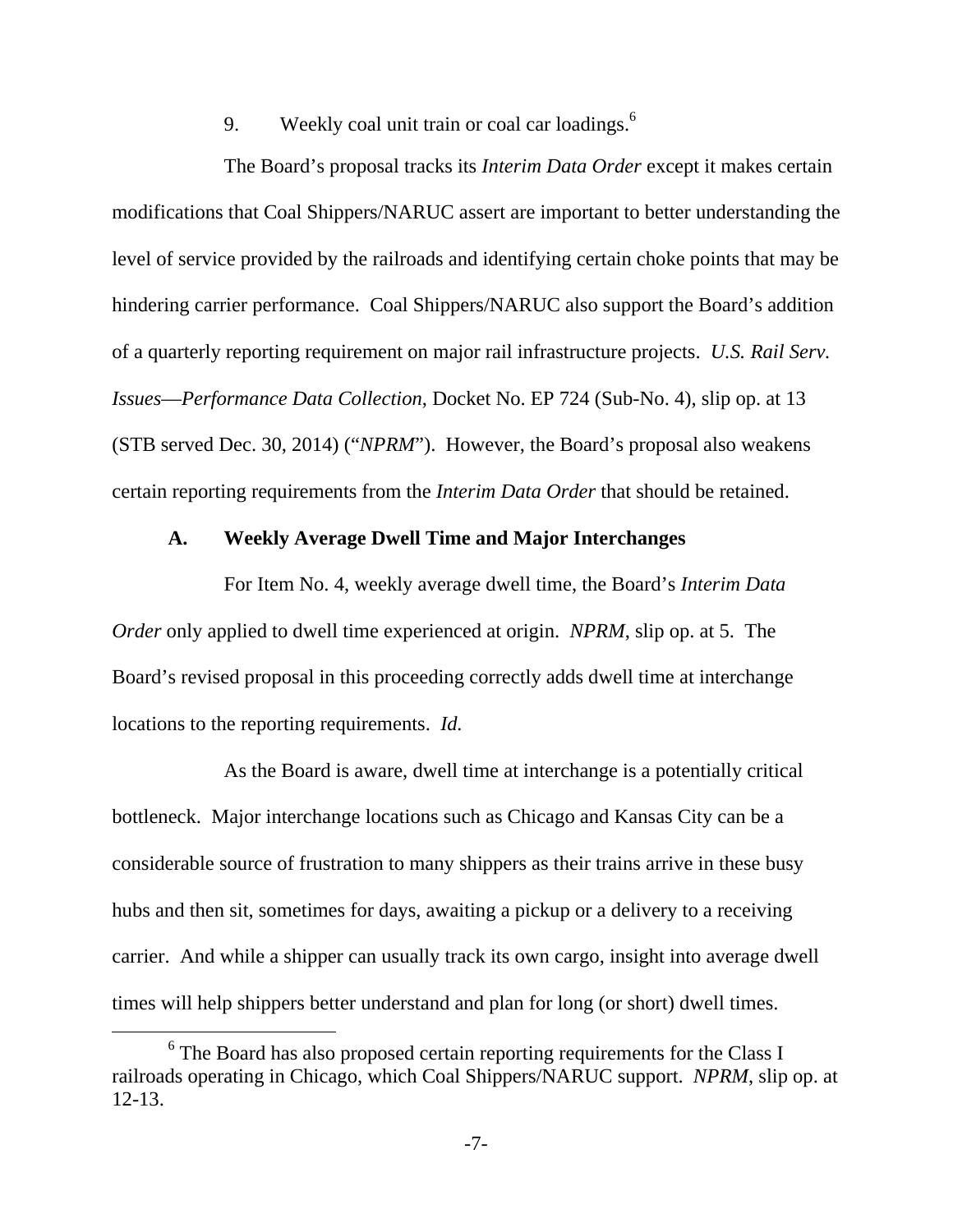9. Weekly coal unit train or coal car loadings.[6]

The Board's proposal tracks its *Interim Data Order* except it makes certain modifications that Coal Shippers/NARUC assert are important to better understanding the level of service provided by the railroads and identifying certain choke points that may be hindering carrier performance. Coal Shippers/NARUC also support the Board's addition of a quarterly reporting requirement on major rail infrastructure projects. *U.S. Rail Serv. Issues—Performance Data Collection*, Docket No. EP 724 (Sub-No. 4), slip op. at 13 (STB served Dec. 30, 2014) ("*NPRM*"). However, the Board's proposal also weakens certain reporting requirements from the *Interim Data Order* that should be retained.

### A. Weekly Average Dwell Time and Major Interchanges

For Item No. 4, weekly average dwell time, the Board's *Interim Data Order* only applied to dwell time experienced at origin. *NPRM*, slip op. at 5. The Board's revised proposal in this proceeding correctly adds dwell time at interchange locations to the reporting requirements. *Id.*

As the Board is aware, dwell time at interchange is a potentially critical bottleneck. Major interchange locations such as Chicago and Kansas City can be a considerable source of frustration to many shippers as their trains arrive in these busy hubs and then sit, sometimes for days, awaiting a pickup or a delivery to a receiving carrier. And while a shipper can usually track its own cargo, insight into average dwell times will help shippers better understand and plan for long (or short) dwell times.

[6] The Board has also proposed certain reporting requirements for the Class I railroads operating in Chicago, which Coal Shippers/NARUC support. *NPRM*, slip op. at 12-13.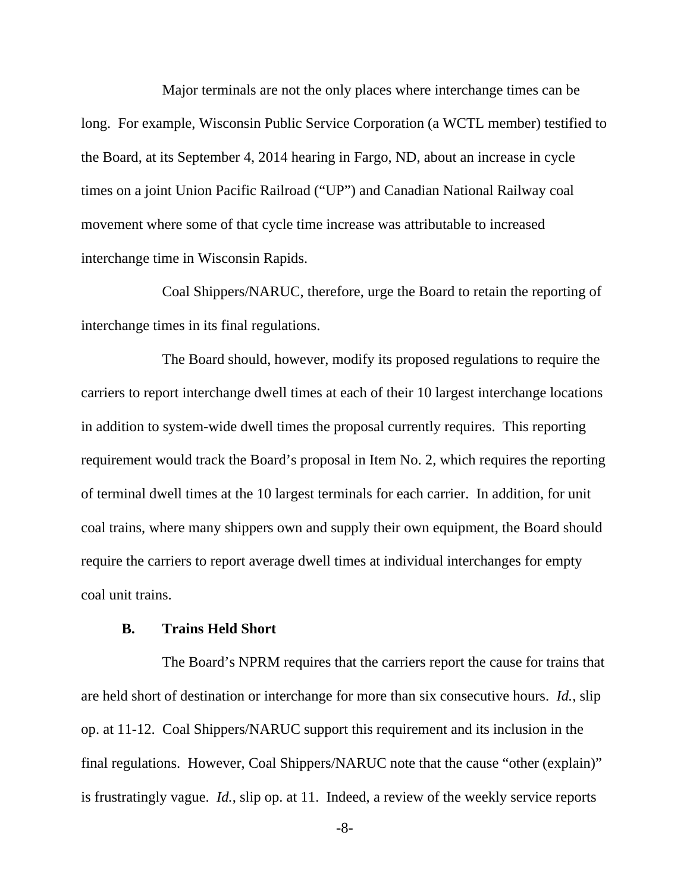Major terminals are not the only places where interchange times can be long. For example, Wisconsin Public Service Corporation (a WCTL member) testified to the Board, at its September 4, 2014 hearing in Fargo, ND, about an increase in cycle times on a joint Union Pacific Railroad ("UP") and Canadian National Railway coal movement where some of that cycle time increase was attributable to increased interchange time in Wisconsin Rapids.

Coal Shippers/NARUC, therefore, urge the Board to retain the reporting of interchange times in its final regulations.

The Board should, however, modify its proposed regulations to require the carriers to report interchange dwell times at each of their 10 largest interchange locations in addition to system-wide dwell times the proposal currently requires. This reporting requirement would track the Board's proposal in Item No. 2, which requires the reporting of terminal dwell times at the 10 largest terminals for each carrier. In addition, for unit coal trains, where many shippers own and supply their own equipment, the Board should require the carriers to report average dwell times at individual interchanges for empty coal unit trains.

### B. Trains Held Short

The Board's NPRM requires that the carriers report the cause for trains that are held short of destination or interchange for more than six consecutive hours. *Id.*, slip op. at 11-12. Coal Shippers/NARUC support this requirement and its inclusion in the final regulations. However, Coal Shippers/NARUC note that the cause "other (explain)" is frustratingly vague. *Id.*, slip op. at 11. Indeed, a review of the weekly service reports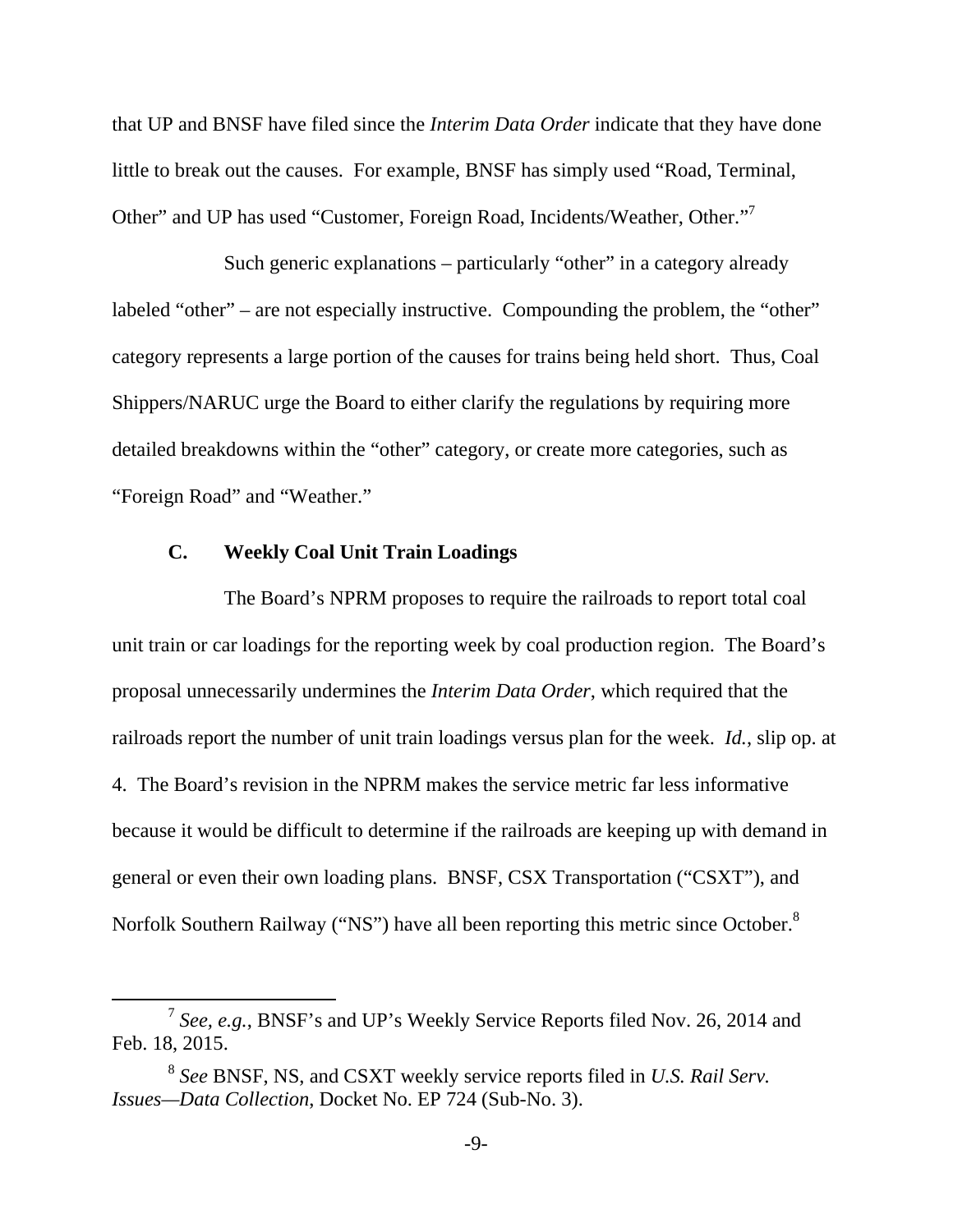that UP and BNSF have filed since the *Interim Data Order* indicate that they have done little to break out the causes. For example, BNSF has simply used "Road, Terminal, Other" and UP has used "Customer, Foreign Road, Incidents/Weather, Other."[7]

Such generic explanations – particularly "other" in a category already labeled "other" – are not especially instructive. Compounding the problem, the "other" category represents a large portion of the causes for trains being held short. Thus, Coal Shippers/NARUC urge the Board to either clarify the regulations by requiring more detailed breakdowns within the "other" category, or create more categories, such as "Foreign Road" and "Weather."

### C. Weekly Coal Unit Train Loadings

The Board's NPRM proposes to require the railroads to report total coal unit train or car loadings for the reporting week by coal production region. The Board's proposal unnecessarily undermines the *Interim Data Order*, which required that the railroads report the number of unit train loadings versus plan for the week. *Id.*, slip op. at 4. The Board's revision in the NPRM makes the service metric far less informative because it would be difficult to determine if the railroads are keeping up with demand in general or even their own loading plans. BNSF, CSX Transportation ("CSXT"), and Norfolk Southern Railway ("NS") have all been reporting this metric since October.[8]

---

[7] *See, e.g.*, BNSF's and UP's Weekly Service Reports filed Nov. 26, 2014 and Feb. 18, 2015.

[8] *See* BNSF, NS, and CSXT weekly service reports filed in *U.S. Rail Serv. Issues—Data Collection*, Docket No. EP 724 (Sub-No. 3).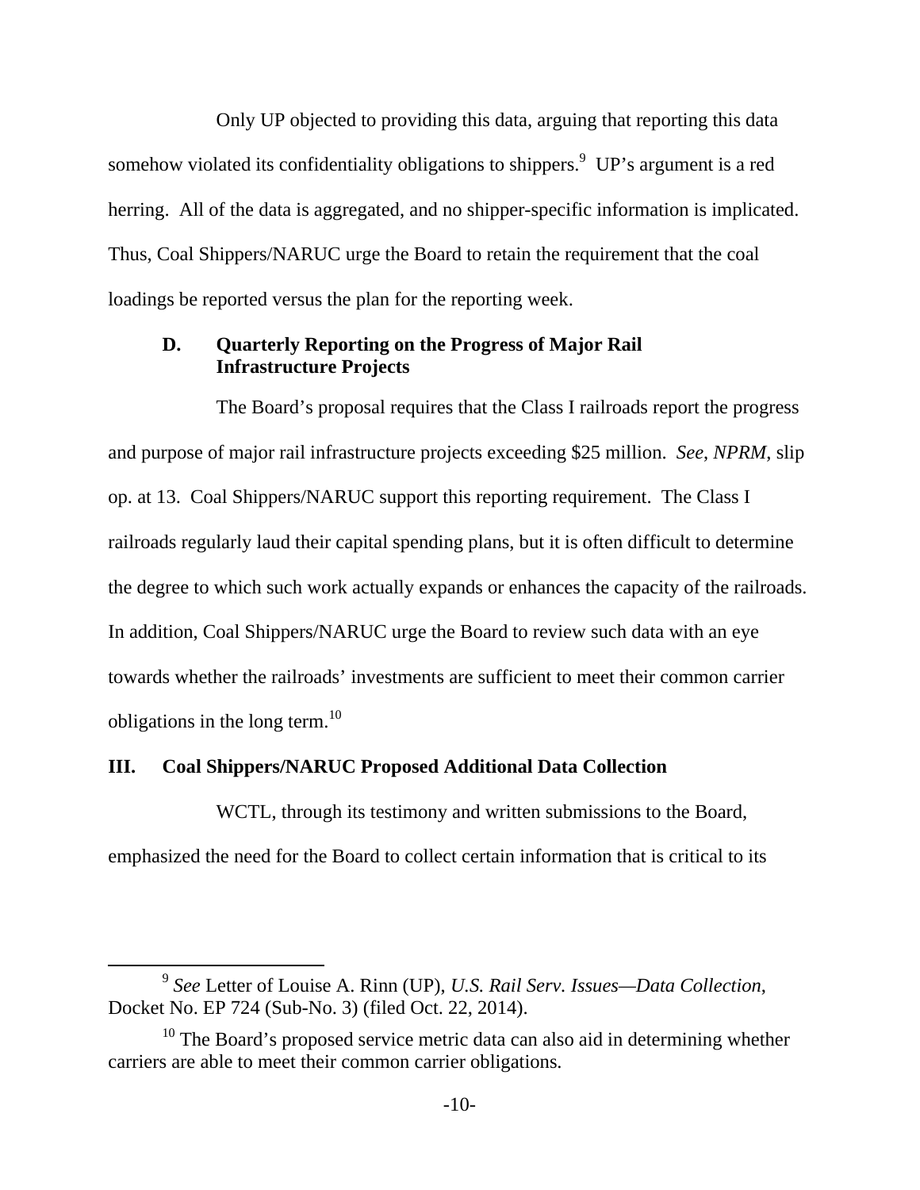Only UP objected to providing this data, arguing that reporting this data somehow violated its confidentiality obligations to shippers.[9] UP's argument is a red herring. All of the data is aggregated, and no shipper-specific information is implicated. Thus, Coal Shippers/NARUC urge the Board to retain the requirement that the coal loadings be reported versus the plan for the reporting week.

### D. Quarterly Reporting on the Progress of Major Rail Infrastructure Projects

The Board's proposal requires that the Class I railroads report the progress and purpose of major rail infrastructure projects exceeding $25 million. *See*, *NPRM*, slip op. at 13. Coal Shippers/NARUC support this reporting requirement. The Class I railroads regularly laud their capital spending plans, but it is often difficult to determine the degree to which such work actually expands or enhances the capacity of the railroads. In addition, Coal Shippers/NARUC urge the Board to review such data with an eye towards whether the railroads' investments are sufficient to meet their common carrier obligations in the long term.[10]

## III. Coal Shippers/NARUC Proposed Additional Data Collection

WCTL, through its testimony and written submissions to the Board, emphasized the need for the Board to collect certain information that is critical to its

[9] *See* Letter of Louise A. Rinn (UP), *U.S. Rail Serv. Issues—Data Collection*, Docket No. EP 724 (Sub-No. 3) (filed Oct. 22, 2014).

[10] The Board's proposed service metric data can also aid in determining whether carriers are able to meet their common carrier obligations.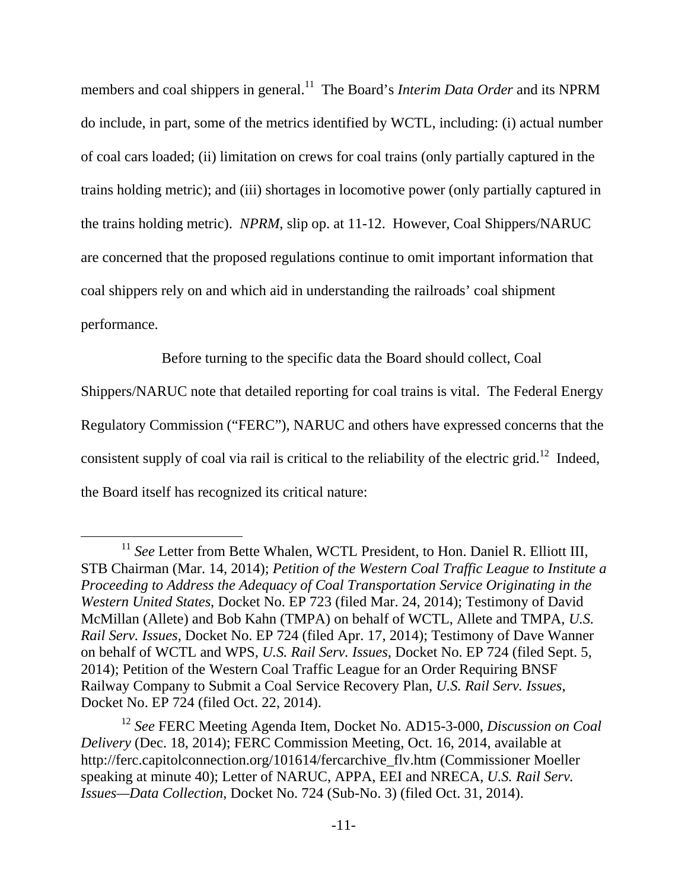members and coal shippers in general.[11] The Board's *Interim Data Order* and its NPRM do include, in part, some of the metrics identified by WCTL, including: (i) actual number of coal cars loaded; (ii) limitation on crews for coal trains (only partially captured in the trains holding metric); and (iii) shortages in locomotive power (only partially captured in the trains holding metric). *NPRM*, slip op. at 11-12. However, Coal Shippers/NARUC are concerned that the proposed regulations continue to omit important information that coal shippers rely on and which aid in understanding the railroads' coal shipment performance.

Before turning to the specific data the Board should collect, Coal Shippers/NARUC note that detailed reporting for coal trains is vital. The Federal Energy Regulatory Commission ("FERC"), NARUC and others have expressed concerns that the consistent supply of coal via rail is critical to the reliability of the electric grid.[12] Indeed, the Board itself has recognized its critical nature:

---

[11] *See* Letter from Bette Whalen, WCTL President, to Hon. Daniel R. Elliott III, STB Chairman (Mar. 14, 2014); *Petition of the Western Coal Traffic League to Institute a Proceeding to Address the Adequacy of Coal Transportation Service Originating in the Western United States*, Docket No. EP 723 (filed Mar. 24, 2014); Testimony of David McMillan (Allete) and Bob Kahn (TMPA) on behalf of WCTL, Allete and TMPA, *U.S. Rail Serv. Issues*, Docket No. EP 724 (filed Apr. 17, 2014); Testimony of Dave Wanner on behalf of WCTL and WPS, *U.S. Rail Serv. Issues*, Docket No. EP 724 (filed Sept. 5, 2014); Petition of the Western Coal Traffic League for an Order Requiring BNSF Railway Company to Submit a Coal Service Recovery Plan, *U.S. Rail Serv. Issues*, Docket No. EP 724 (filed Oct. 22, 2014).

[12] *See* FERC Meeting Agenda Item, Docket No. AD15-3-000, *Discussion on Coal Delivery* (Dec. 18, 2014); FERC Commission Meeting, Oct. 16, 2014, available at http://ferc.capitolconnection.org/101614/fercarchive_flv.htm (Commissioner Moeller speaking at minute 40); Letter of NARUC, APPA, EEI and NRECA, *U.S. Rail Serv. Issues—Data Collection*, Docket No. 724 (Sub-No. 3) (filed Oct. 31, 2014).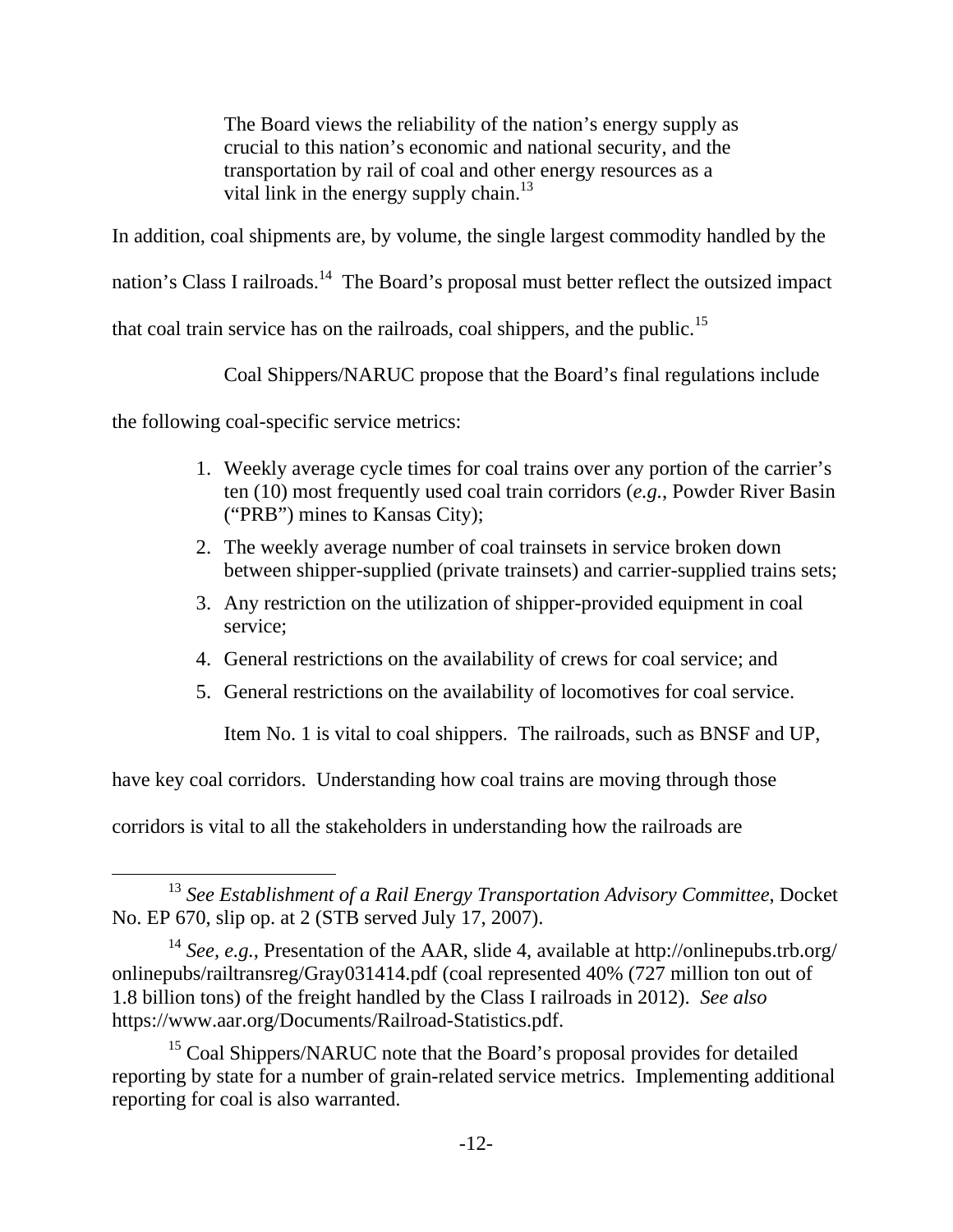> The Board views the reliability of the nation's energy supply as crucial to this nation's economic and national security, and the transportation by rail of coal and other energy resources as a vital link in the energy supply chain.[13]

In addition, coal shipments are, by volume, the single largest commodity handled by the nation's Class I railroads.[14] The Board's proposal must better reflect the outsized impact that coal train service has on the railroads, coal shippers, and the public.[15]

Coal Shippers/NARUC propose that the Board's final regulations include the following coal-specific service metrics:

1. Weekly average cycle times for coal trains over any portion of the carrier's ten (10) most frequently used coal train corridors (*e.g.*, Powder River Basin ("PRB") mines to Kansas City);
2. The weekly average number of coal trainsets in service broken down between shipper-supplied (private trainsets) and carrier-supplied trains sets;
3. Any restriction on the utilization of shipper-provided equipment in coal service;
4. General restrictions on the availability of crews for coal service; and
5. General restrictions on the availability of locomotives for coal service.

Item No. 1 is vital to coal shippers. The railroads, such as BNSF and UP, have key coal corridors. Understanding how coal trains are moving through those corridors is vital to all the stakeholders in understanding how the railroads are

---

[13] *See Establishment of a Rail Energy Transportation Advisory Committee*, Docket No. EP 670, slip op. at 2 (STB served July 17, 2007).

[14] *See, e.g.*, Presentation of the AAR, slide 4, available at http://onlinepubs.trb.org/onlinepubs/railtransreg/Gray031414.pdf (coal represented 40% (727 million ton out of 1.8 billion tons) of the freight handled by the Class I railroads in 2012). *See also* https://www.aar.org/Documents/Railroad-Statistics.pdf.

[15] Coal Shippers/NARUC note that the Board's proposal provides for detailed reporting by state for a number of grain-related service metrics. Implementing additional reporting for coal is also warranted.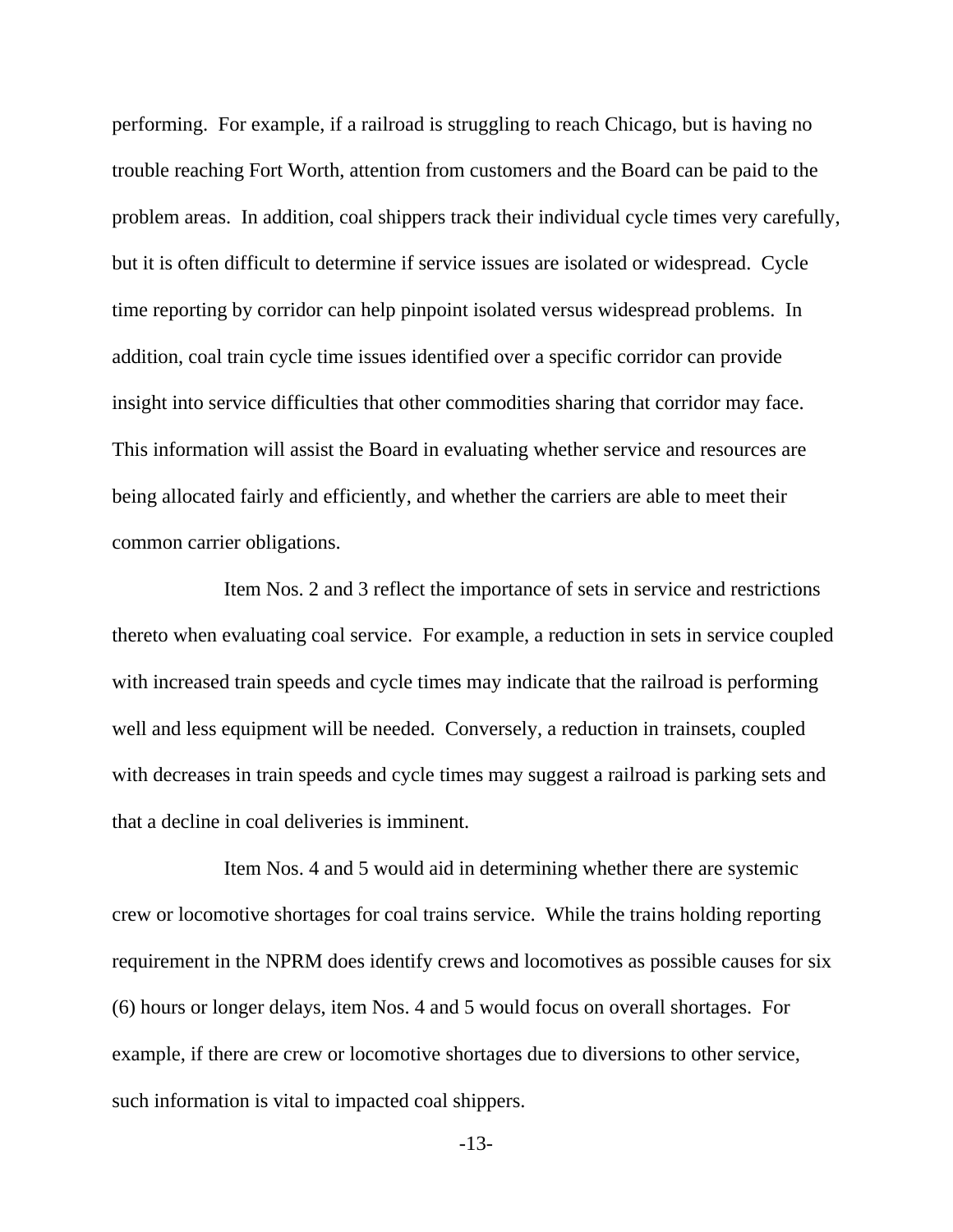performing. For example, if a railroad is struggling to reach Chicago, but is having no trouble reaching Fort Worth, attention from customers and the Board can be paid to the problem areas. In addition, coal shippers track their individual cycle times very carefully, but it is often difficult to determine if service issues are isolated or widespread. Cycle time reporting by corridor can help pinpoint isolated versus widespread problems. In addition, coal train cycle time issues identified over a specific corridor can provide insight into service difficulties that other commodities sharing that corridor may face. This information will assist the Board in evaluating whether service and resources are being allocated fairly and efficiently, and whether the carriers are able to meet their common carrier obligations.

Item Nos. 2 and 3 reflect the importance of sets in service and restrictions thereto when evaluating coal service. For example, a reduction in sets in service coupled with increased train speeds and cycle times may indicate that the railroad is performing well and less equipment will be needed. Conversely, a reduction in trainsets, coupled with decreases in train speeds and cycle times may suggest a railroad is parking sets and that a decline in coal deliveries is imminent.

Item Nos. 4 and 5 would aid in determining whether there are systemic crew or locomotive shortages for coal trains service. While the trains holding reporting requirement in the NPRM does identify crews and locomotives as possible causes for six (6) hours or longer delays, item Nos. 4 and 5 would focus on overall shortages. For example, if there are crew or locomotive shortages due to diversions to other service, such information is vital to impacted coal shippers.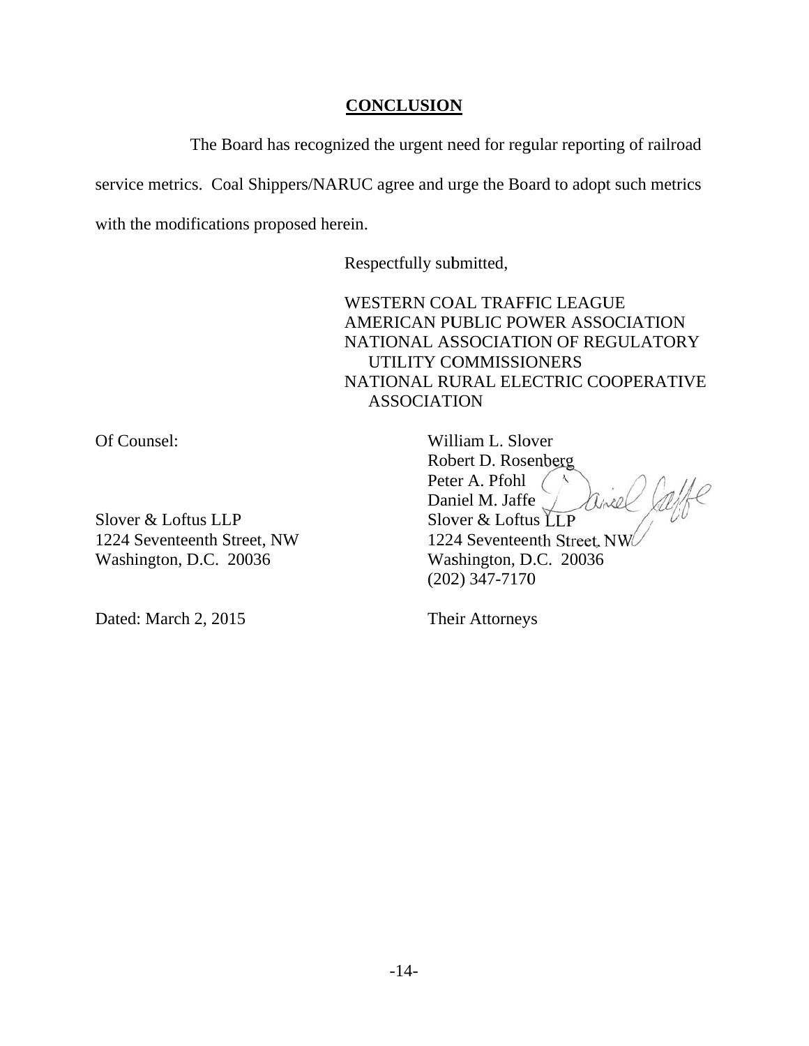## CONCLUSION

The Board has recognized the urgent need for regular reporting of railroad service metrics. Coal Shippers/NARUC agree and urge the Board to adopt such metrics with the modifications proposed herein.

Respectfully submitted,

WESTERN COAL TRAFFIC LEAGUE
AMERICAN PUBLIC POWER ASSOCIATION
NATIONAL ASSOCIATION OF REGULATORY UTILITY COMMISSIONERS
NATIONAL RURAL ELECTRIC COOPERATIVE ASSOCIATION

Of Counsel:

Slover & Loftus LLP
1224 Seventeenth Street, NW
Washington, D.C. 20036

Dated: March 2, 2015

William L. Slover
Robert D. Rosenberg
Peter A. Pfohl
Daniel M. Jaffe
Slover & Loftus LLP
1224 Seventeenth Street, NW
Washington, D.C. 20036
(202) 347-7170

Their Attorneys